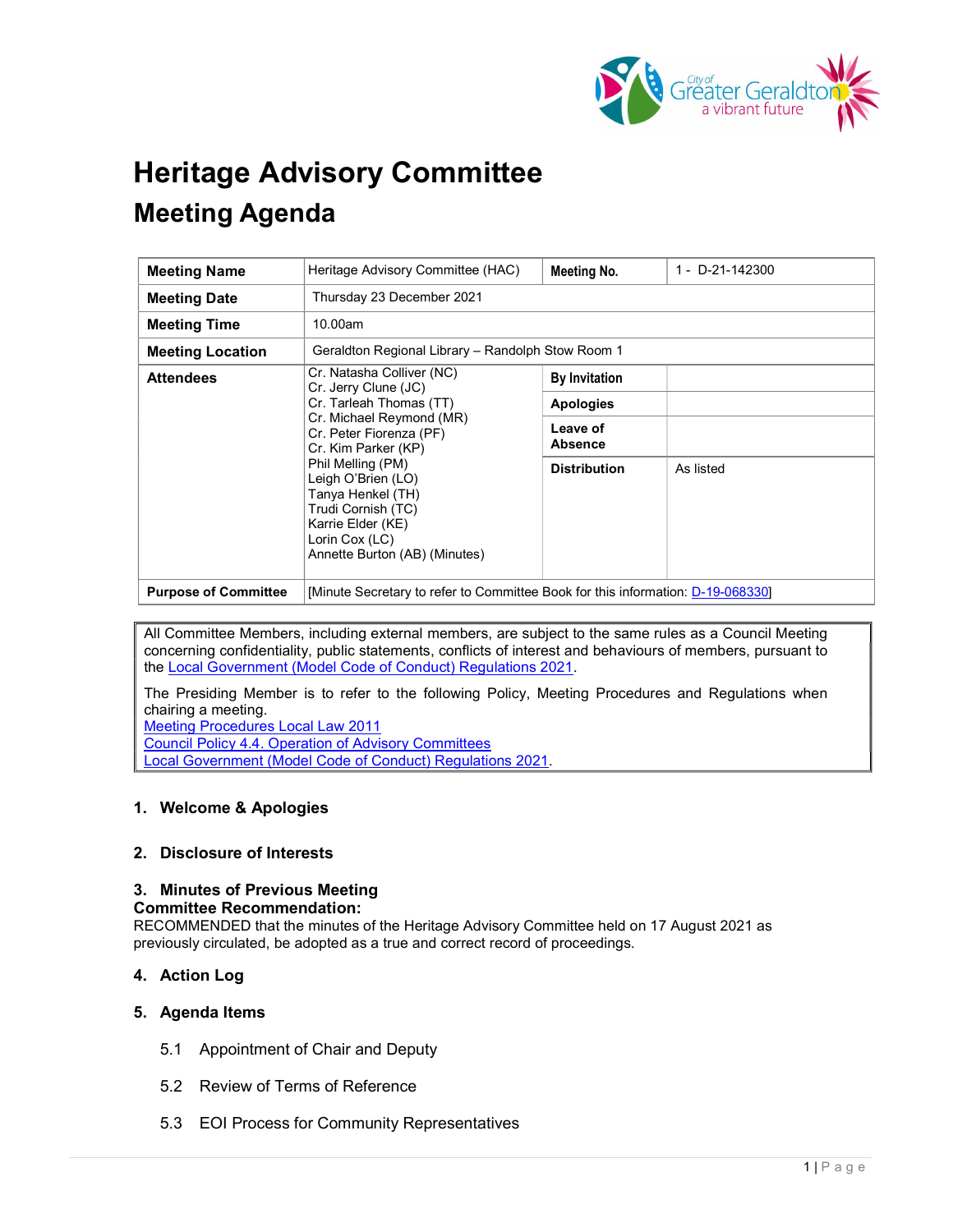# Heritage Advisory Committee

## Meeting Agenda

| Meeting Name | Heritage Advisory Committee (HAC) | Meeting No. | 1 - D-21-142300 |
|---|---|---|---|
| Meeting Date | Thursday 23 December 2021 | | |
| Meeting Time | 10.00am | | |
| Meeting Location | Geraldton Regional Library – Randolph Stow Room 1 | | |
| Attendees | Cr. Natasha Colliver (NC)<br>Cr. Jerry Clune (JC)<br>Cr. Tarleah Thomas (TT)<br>Cr. Michael Reymond (MR)<br>Cr. Peter Fiorenza (PF)<br>Cr. Kim Parker (KP)<br>Phil Melling (PM)<br>Leigh O'Brien (LO)<br>Tanya Henkel (TH)<br>Trudi Cornish (TC)<br>Karrie Elder (KE)<br>Lorin Cox (LC)<br>Annette Burton (AB) (Minutes) | By Invitation | |
| | | Apologies | |
| | | Leave of Absence | |
| | | Distribution | As listed |
| Purpose of Committee | [Minute Secretary to refer to Committee Book for this information: D-19-068330] | | |

All Committee Members, including external members, are subject to the same rules as a Council Meeting concerning confidentiality, public statements, conflicts of interest and behaviours of members, pursuant to the Local Government (Model Code of Conduct) Regulations 2021.

The Presiding Member is to refer to the following Policy, Meeting Procedures and Regulations when chairing a meeting.
Meeting Procedures Local Law 2011
Council Policy 4.4. Operation of Advisory Committees
Local Government (Model Code of Conduct) Regulations 2021.

### 1. Welcome & Apologies

### 2. Disclosure of Interests

### 3. Minutes of Previous Meeting

**Committee Recommendation:**

RECOMMENDED that the minutes of the Heritage Advisory Committee held on 17 August 2021 as previously circulated, be adopted as a true and correct record of proceedings.

### 4. Action Log

### 5. Agenda Items

5.1 Appointment of Chair and Deputy

5.2 Review of Terms of Reference

5.3 EOI Process for Community Representatives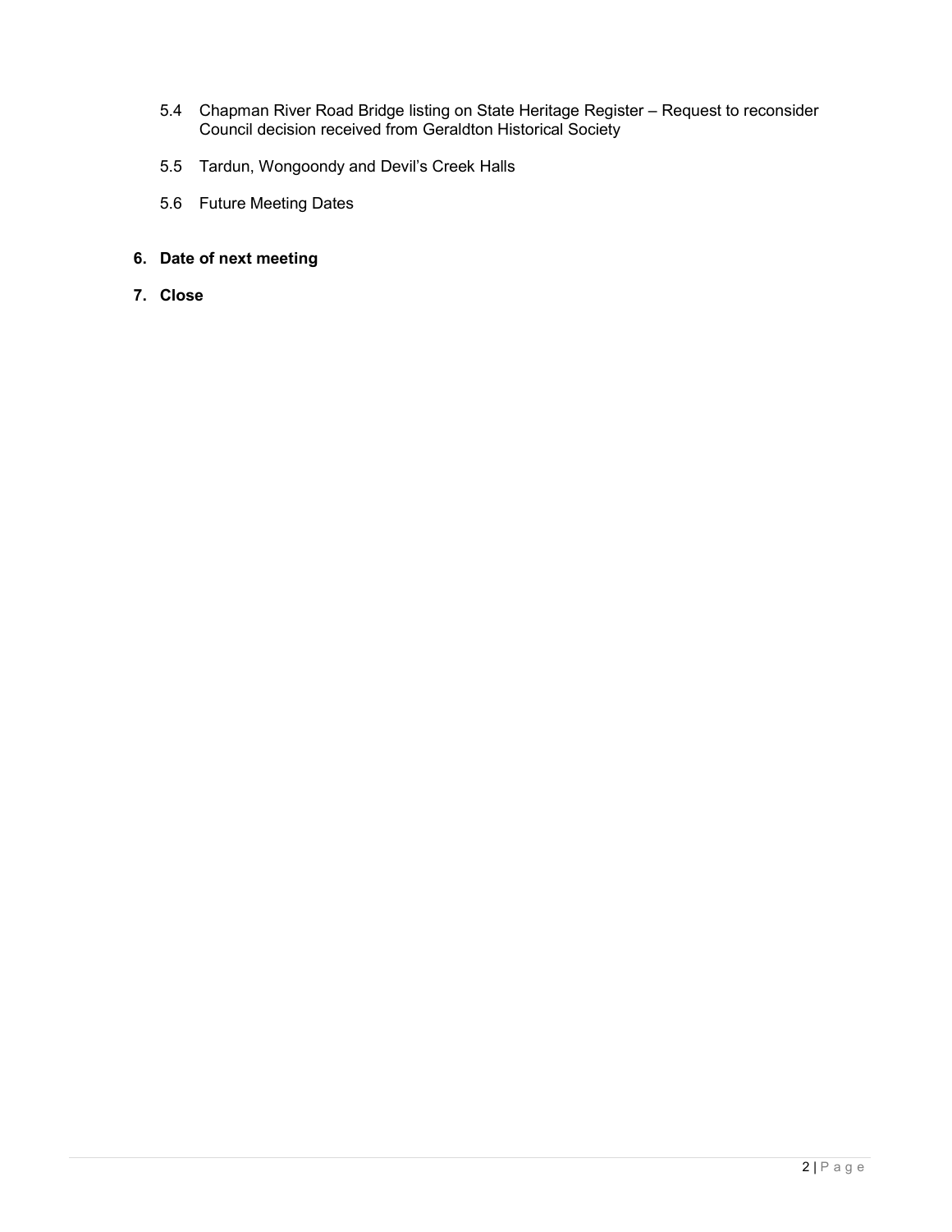5.4 Chapman River Road Bridge listing on State Heritage Register – Request to reconsider Council decision received from Geraldton Historical Society

5.5 Tardun, Wongoondy and Devil's Creek Halls

5.6 Future Meeting Dates

**6. Date of next meeting**

**7. Close**